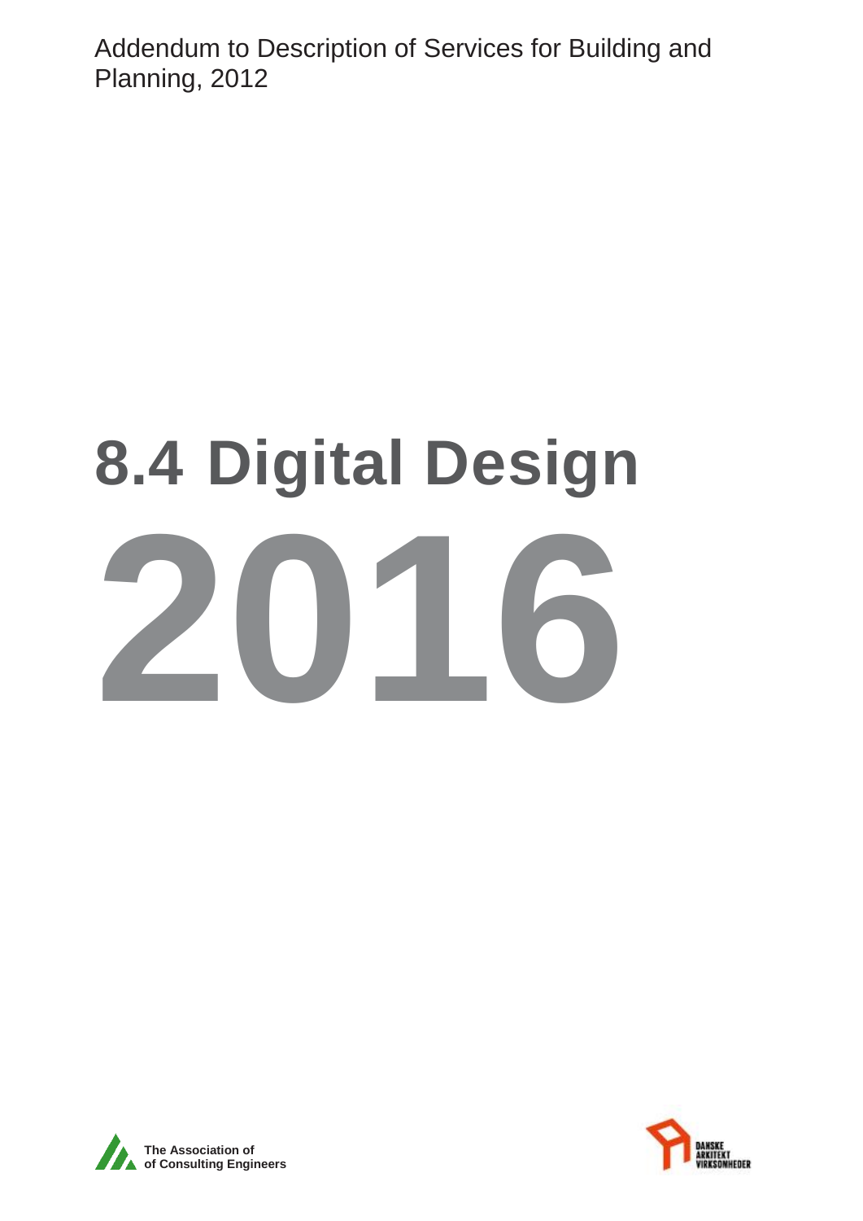Addendum to Description of Services for Building and Planning, 2012

# 8.4 Digital Design

# 2016

The Association of
of Consulting Engineers

DANSKE
ARKITEKT
VIRKSOMHEDER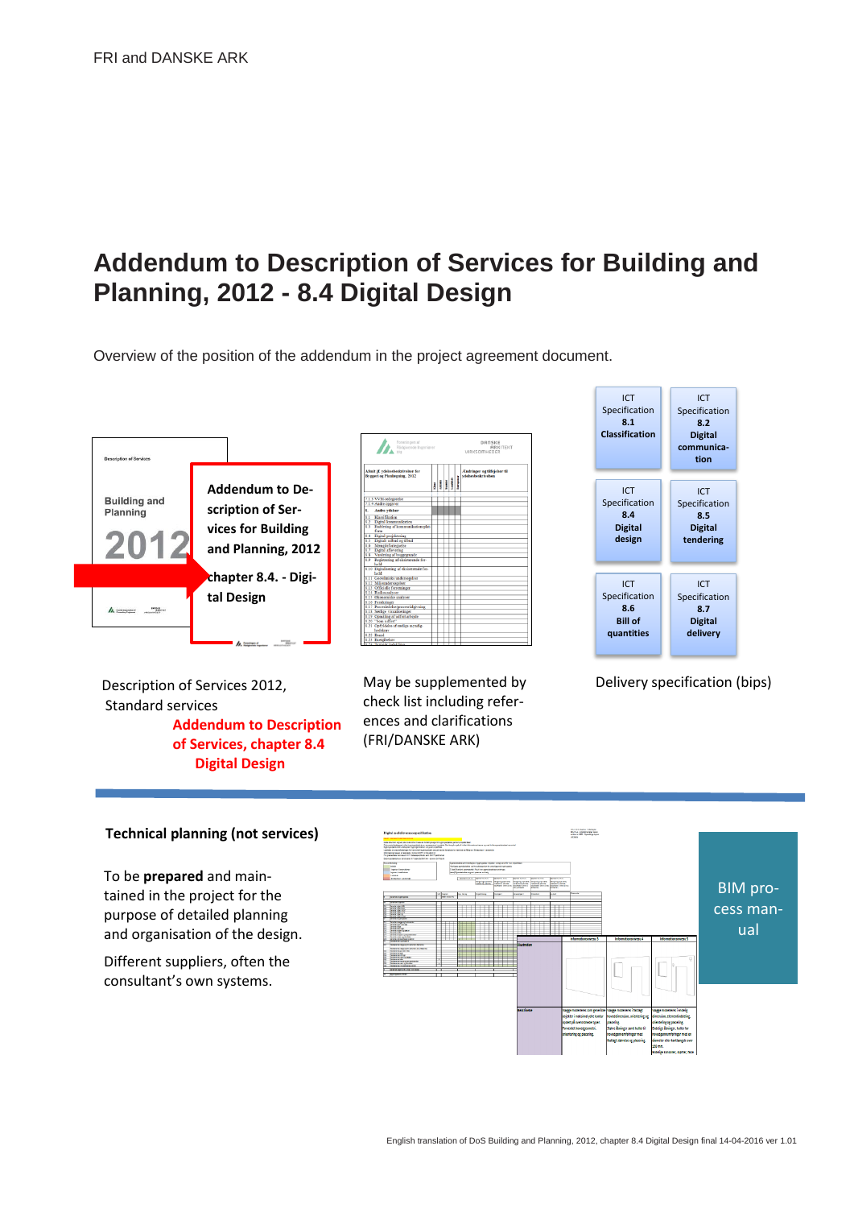# Addendum to Description of Services for Building and Planning, 2012 - 8.4 Digital Design

Overview of the position of the addendum in the project agreement document.

Description of Services

Building and Planning

2012

**Addendum to Description of Services for Building and Planning, 2012**

**chapter 8.4. - Digital Design**

| ICT Specification **8.1 Classification** | ICT Specification **8.2 Digital communication** |
|---|---|
| ICT Specification **8.4 Digital design** | ICT Specification **8.5 Digital tendering** |
| ICT Specification **8.6 Bill of quantities** | ICT Specification **8.7 Digital delivery** |

Description of Services 2012, Standard services
**Addendum to Description of Services, chapter 8.4 Digital Design**

May be supplemented by check list including references and clarifications (FRI/DANSKE ARK)

Delivery specification (bips)

**Technical planning (not services)**

To be **prepared** and maintained in the project for the purpose of detailed planning and organisation of the design.

Different suppliers, often the consultant's own systems.

BIM process manual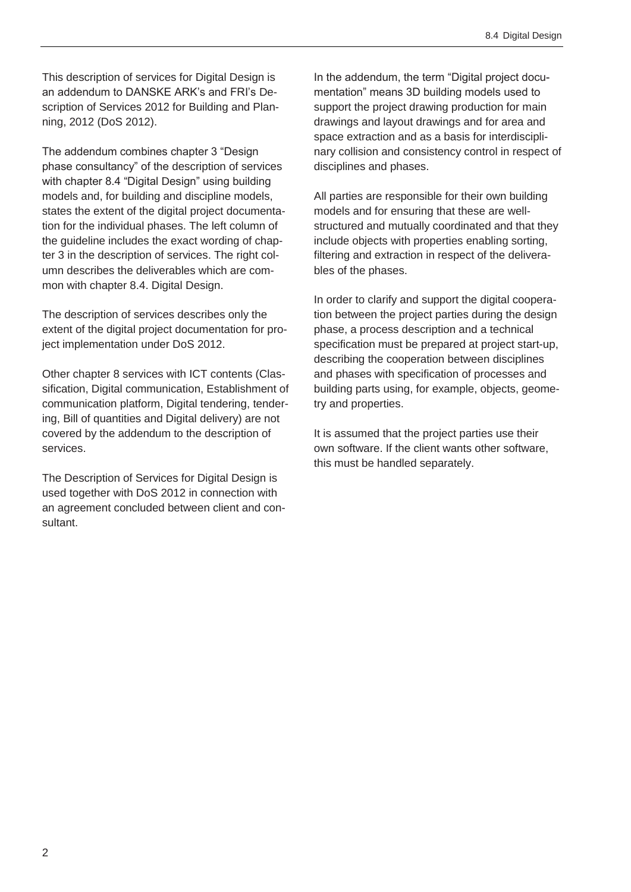This description of services for Digital Design is an addendum to DANSKE ARK's and FRI's Description of Services 2012 for Building and Planning, 2012 (DoS 2012).

The addendum combines chapter 3 "Design phase consultancy" of the description of services with chapter 8.4 "Digital Design" using building models and, for building and discipline models, states the extent of the digital project documentation for the individual phases. The left column of the guideline includes the exact wording of chapter 3 in the description of services. The right column describes the deliverables which are common with chapter 8.4. Digital Design.

The description of services describes only the extent of the digital project documentation for project implementation under DoS 2012.

Other chapter 8 services with ICT contents (Classification, Digital communication, Establishment of communication platform, Digital tendering, tendering, Bill of quantities and Digital delivery) are not covered by the addendum to the description of services.

The Description of Services for Digital Design is used together with DoS 2012 in connection with an agreement concluded between client and consultant.

In the addendum, the term "Digital project documentation" means 3D building models used to support the project drawing production for main drawings and layout drawings and for area and space extraction and as a basis for interdisciplinary collision and consistency control in respect of disciplines and phases.

All parties are responsible for their own building models and for ensuring that these are well-structured and mutually coordinated and that they include objects with properties enabling sorting, filtering and extraction in respect of the deliverables of the phases.

In order to clarify and support the digital cooperation between the project parties during the design phase, a process description and a technical specification must be prepared at project start-up, describing the cooperation between disciplines and phases with specification of processes and building parts using, for example, objects, geometry and properties.

It is assumed that the project parties use their own software. If the client wants other software, this must be handled separately.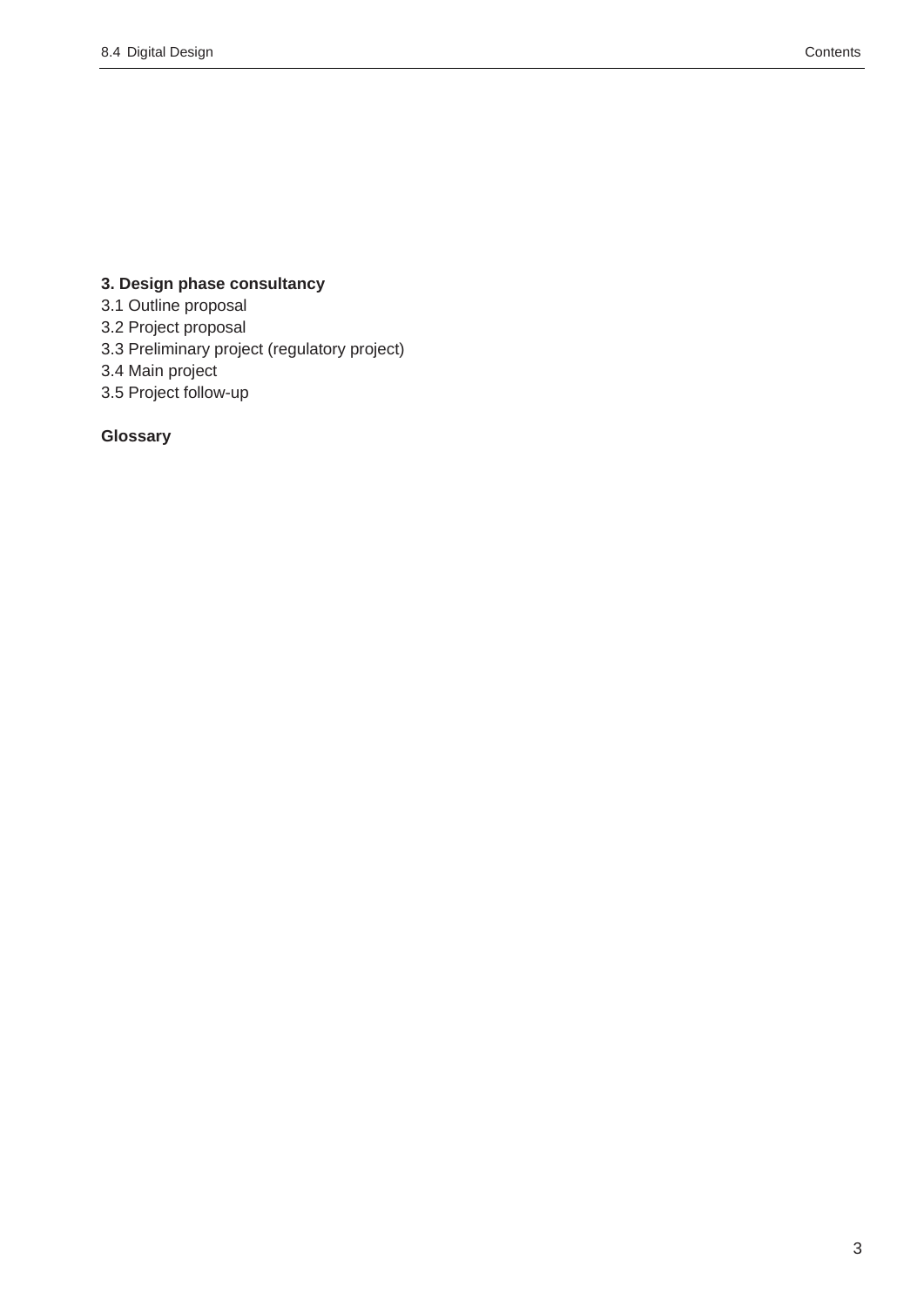**3. Design phase consultancy**

3.1 Outline proposal
3.2 Project proposal
3.3 Preliminary project (regulatory project)
3.4 Main project
3.5 Project follow-up

**Glossary**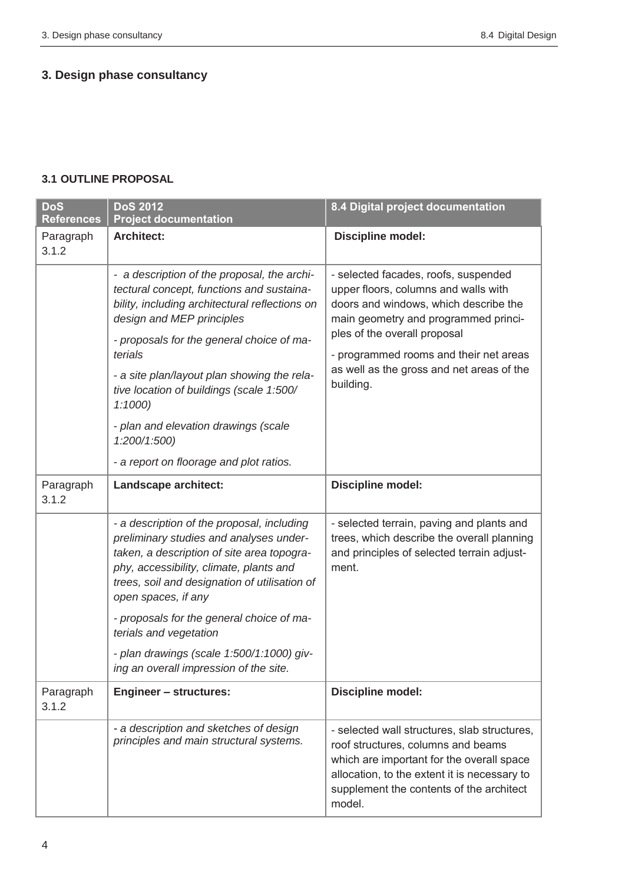# 3. Design phase consultancy

### 3.1 OUTLINE PROPOSAL

| DoS References | DoS 2012 Project documentation | 8.4 Digital project documentation |
|---|---|---|
| Paragraph 3.1.2 | **Architect:** | **Discipline model:** |
| | *- a description of the proposal, the architectural concept, functions and sustainability, including architectural reflections on design and MEP principles*<br><br>*- proposals for the general choice of materials*<br><br>*- a site plan/layout plan showing the relative location of buildings (scale 1:500/ 1:1000)*<br><br>*- plan and elevation drawings (scale 1:200/1:500)*<br><br>*- a report on floorage and plot ratios.* | - selected facades, roofs, suspended upper floors, columns and walls with doors and windows, which describe the main geometry and programmed principles of the overall proposal<br><br>- programmed rooms and their net areas as well as the gross and net areas of the building. |
| Paragraph 3.1.2 | **Landscape architect:** | **Discipline model:** |
| | *- a description of the proposal, including preliminary studies and analyses undertaken, a description of site area topography, accessibility, climate, plants and trees, soil and designation of utilisation of open spaces, if any*<br><br>*- proposals for the general choice of materials and vegetation*<br><br>*- plan drawings (scale 1:500/1:1000) giving an overall impression of the site.* | - selected terrain, paving and plants and trees, which describe the overall planning and principles of selected terrain adjustment. |
| Paragraph 3.1.2 | **Engineer – structures:** | **Discipline model:** |
| | *- a description and sketches of design principles and main structural systems.* | - selected wall structures, slab structures, roof structures, columns and beams which are important for the overall space allocation, to the extent it is necessary to supplement the contents of the architect model. |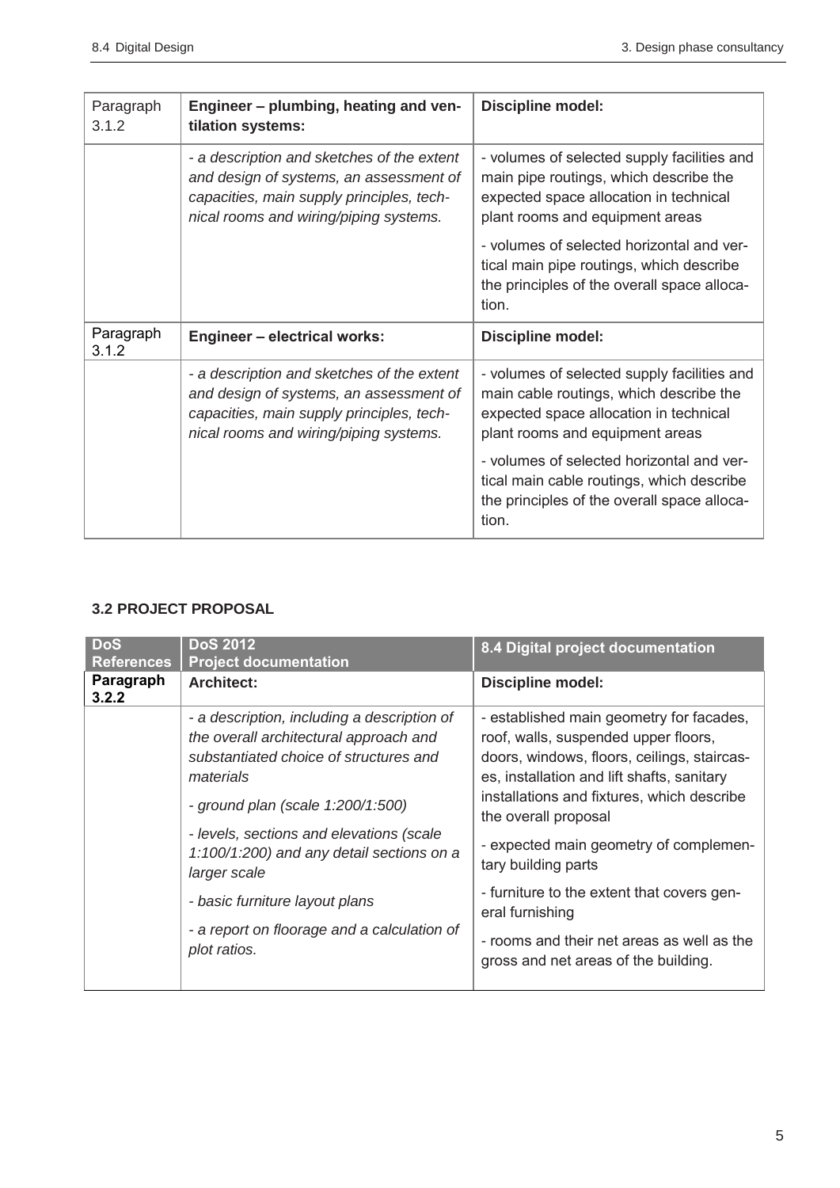| Paragraph 3.1.2 | **Engineer – plumbing, heating and ventilation systems:** | **Discipline model:** |
|---|---|---|
| | *- a description and sketches of the extent and design of systems, an assessment of capacities, main supply principles, technical rooms and wiring/piping systems.* | - volumes of selected supply facilities and main pipe routings, which describe the expected space allocation in technical plant rooms and equipment areas<br><br>- volumes of selected horizontal and vertical main pipe routings, which describe the principles of the overall space allocation. |
| Paragraph 3.1.2 | **Engineer – electrical works:** | **Discipline model:** |
| | *- a description and sketches of the extent and design of systems, an assessment of capacities, main supply principles, technical rooms and wiring/piping systems.* | - volumes of selected supply facilities and main cable routings, which describe the expected space allocation in technical plant rooms and equipment areas<br><br>- volumes of selected horizontal and vertical main cable routings, which describe the principles of the overall space allocation. |

**3.2 PROJECT PROPOSAL**

| DoS References | DoS 2012 Project documentation | 8.4 Digital project documentation |
|---|---|---|
| **Paragraph 3.2.2** | **Architect:** | **Discipline model:** |
| | *- a description, including a description of the overall architectural approach and substantiated choice of structures and materials*<br><br>*- ground plan (scale 1:200/1:500)*<br><br>*- levels, sections and elevations (scale 1:100/1:200) and any detail sections on a larger scale*<br><br>*- basic furniture layout plans*<br><br>*- a report on floorage and a calculation of plot ratios.* | - established main geometry for facades, roof, walls, suspended upper floors, doors, windows, floors, ceilings, staircases, installation and lift shafts, sanitary installations and fixtures, which describe the overall proposal<br><br>- expected main geometry of complementary building parts<br><br>- furniture to the extent that covers general furnishing<br><br>- rooms and their net areas as well as the gross and net areas of the building. |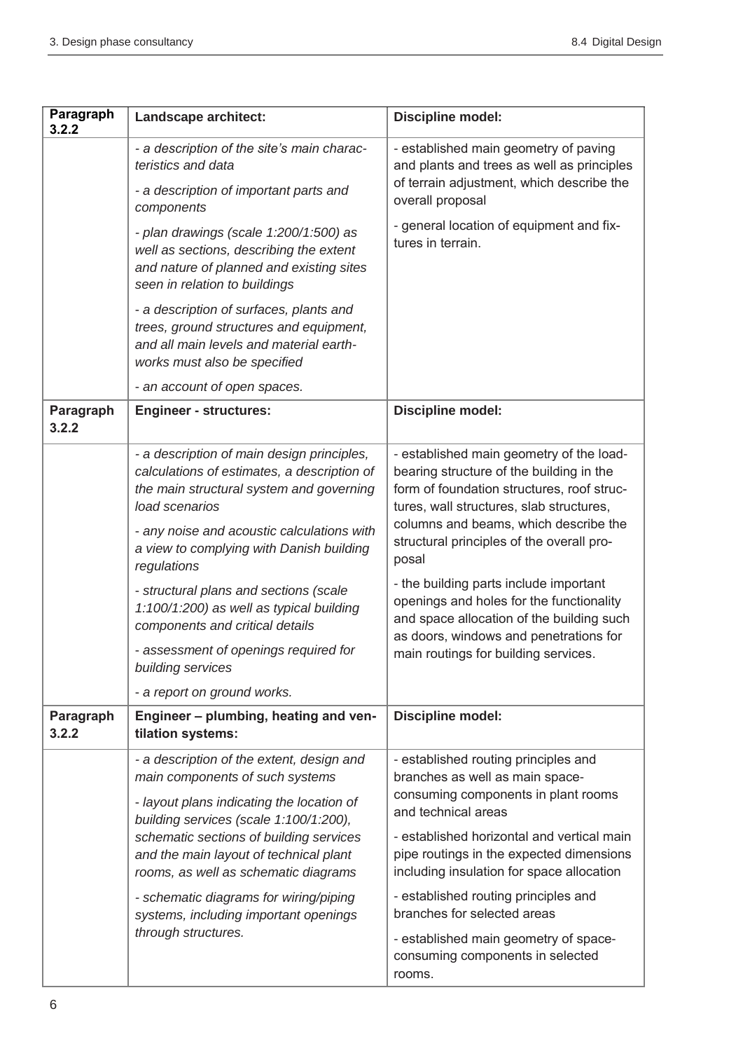| Paragraph 3.2.2 | Landscape architect: | Discipline model: |
|---|---|---|
| | *- a description of the site's main characteristics and data*<br>*- a description of important parts and components*<br>*- plan drawings (scale 1:200/1:500) as well as sections, describing the extent and nature of planned and existing sites seen in relation to buildings*<br>*- a description of surfaces, plants and trees, ground structures and equipment, and all main levels and material earthworks must also be specified*<br>*- an account of open spaces.* | - established main geometry of paving and plants and trees as well as principles of terrain adjustment, which describe the overall proposal<br>- general location of equipment and fixtures in terrain. |
| **Paragraph 3.2.2** | **Engineer - structures:** | **Discipline model:** |
| | *- a description of main design principles, calculations of estimates, a description of the main structural system and governing load scenarios*<br>*- any noise and acoustic calculations with a view to complying with Danish building regulations*<br>*- structural plans and sections (scale 1:100/1:200) as well as typical building components and critical details*<br>*- assessment of openings required for building services*<br>*- a report on ground works.* | - established main geometry of the load-bearing structure of the building in the form of foundation structures, roof structures, wall structures, slab structures, columns and beams, which describe the structural principles of the overall proposal<br>- the building parts include important openings and holes for the functionality and space allocation of the building such as doors, windows and penetrations for main routings for building services. |
| **Paragraph 3.2.2** | **Engineer – plumbing, heating and ventilation systems:** | **Discipline model:** |
| | *- a description of the extent, design and main components of such systems*<br>*- layout plans indicating the location of building services (scale 1:100/1:200), schematic sections of building services and the main layout of technical plant rooms, as well as schematic diagrams*<br>*- schematic diagrams for wiring/piping systems, including important openings through structures.* | - established routing principles and branches as well as main space-consuming components in plant rooms and technical areas<br>- established horizontal and vertical main pipe routings in the expected dimensions including insulation for space allocation<br>- established routing principles and branches for selected areas<br>- established main geometry of space-consuming components in selected rooms. |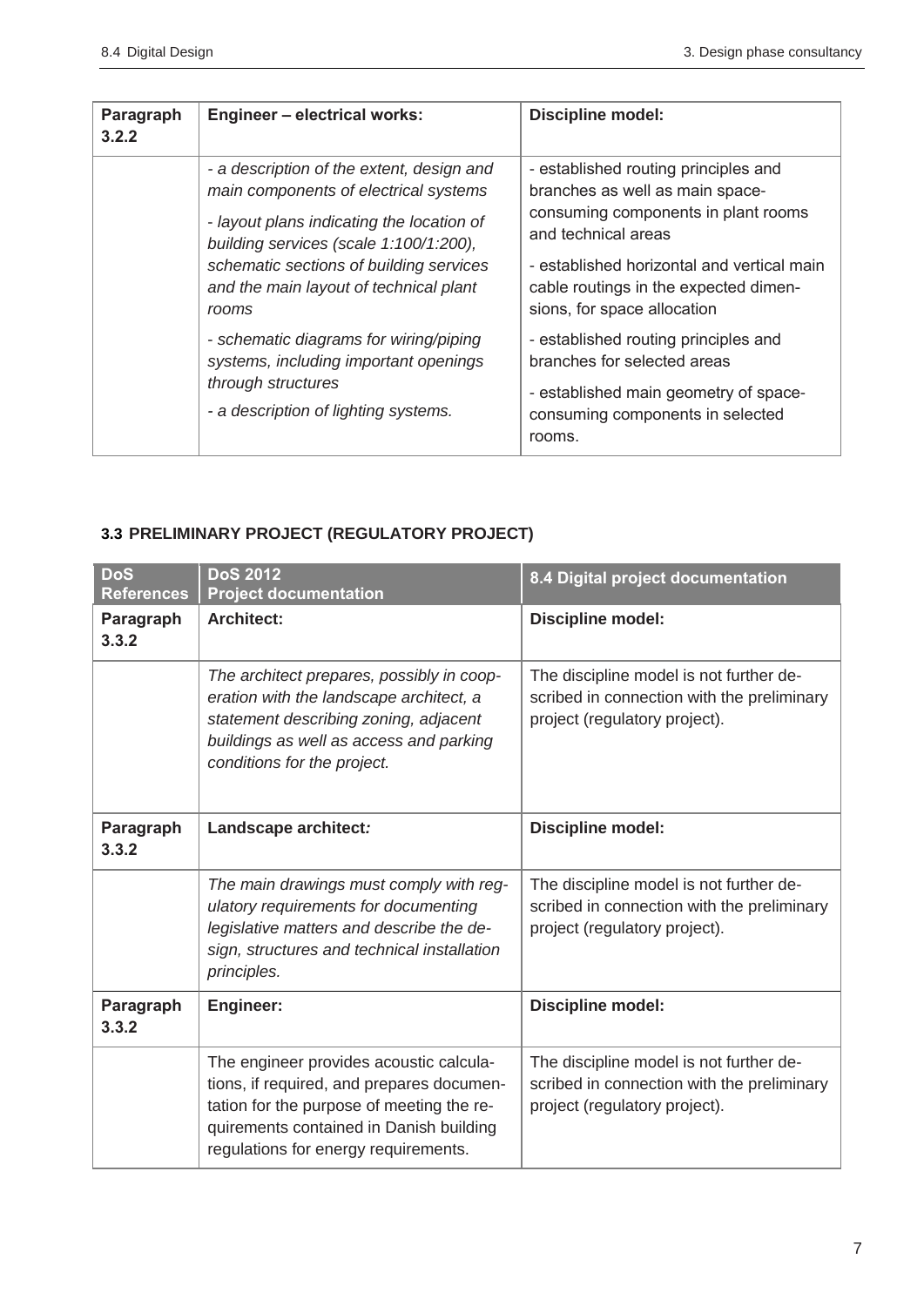| Paragraph 3.2.2 | **Engineer – electrical works:** | **Discipline model:** |
|---|---|---|
| | *- a description of the extent, design and main components of electrical systems*<br><br>*- layout plans indicating the location of building services (scale 1:100/1:200), schematic sections of building services and the main layout of technical plant rooms*<br><br>*- schematic diagrams for wiring/piping systems, including important openings through structures*<br><br>*- a description of lighting systems.* | - established routing principles and branches as well as main space-consuming components in plant rooms and technical areas<br><br>- established horizontal and vertical main cable routings in the expected dimensions, for space allocation<br><br>- established routing principles and branches for selected areas<br><br>- established main geometry of space-consuming components in selected rooms. |

### 3.3 PRELIMINARY PROJECT (REGULATORY PROJECT)

| DoS References | DoS 2012 Project documentation | 8.4 Digital project documentation |
|---|---|---|
| **Paragraph 3.3.2** | **Architect:** | **Discipline model:** |
| | *The architect prepares, possibly in cooperation with the landscape architect, a statement describing zoning, adjacent buildings as well as access and parking conditions for the project.* | The discipline model is not further described in connection with the preliminary project (regulatory project). |
| **Paragraph 3.3.2** | **Landscape architect:** | **Discipline model:** |
| | *The main drawings must comply with regulatory requirements for documenting legislative matters and describe the design, structures and technical installation principles.* | The discipline model is not further described in connection with the preliminary project (regulatory project). |
| **Paragraph 3.3.2** | **Engineer:** | **Discipline model:** |
| | The engineer provides acoustic calculations, if required, and prepares documentation for the purpose of meeting the requirements contained in Danish building regulations for energy requirements. | The discipline model is not further described in connection with the preliminary project (regulatory project). |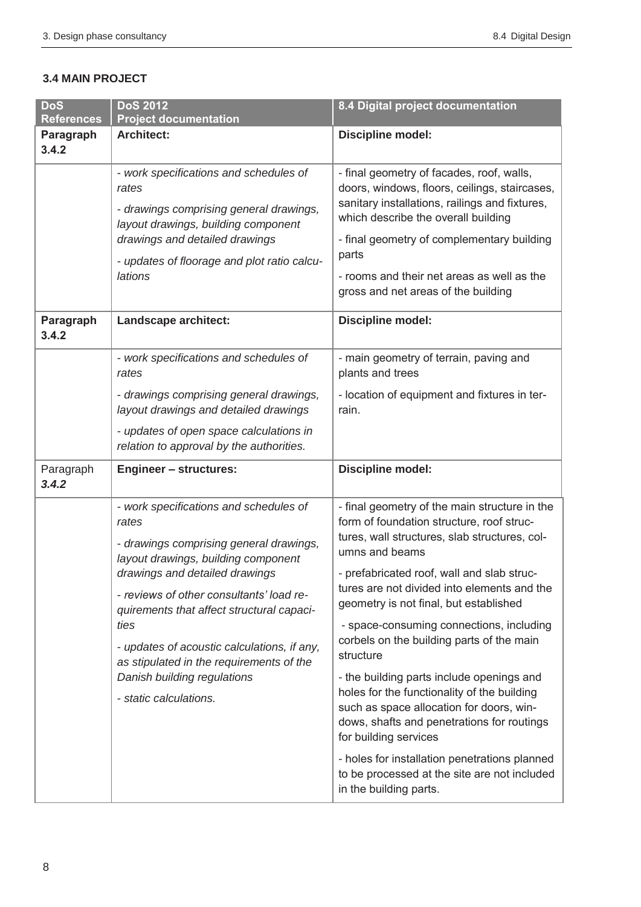### 3.4 MAIN PROJECT

| DoS References | DoS 2012 Project documentation | 8.4 Digital project documentation |
|---|---|---|
| **Paragraph 3.4.2** | **Architect:** | **Discipline model:** |
| | *- work specifications and schedules of rates*<br>*- drawings comprising general drawings, layout drawings, building component drawings and detailed drawings*<br>*- updates of floorage and plot ratio calculations* | - final geometry of facades, roof, walls, doors, windows, floors, ceilings, staircases, sanitary installations, railings and fixtures, which describe the overall building<br>- final geometry of complementary building parts<br>- rooms and their net areas as well as the gross and net areas of the building |
| **Paragraph 3.4.2** | **Landscape architect:** | **Discipline model:** |
| | *- work specifications and schedules of rates*<br>*- drawings comprising general drawings, layout drawings and detailed drawings*<br>*- updates of open space calculations in relation to approval by the authorities.* | - main geometry of terrain, paving and plants and trees<br>- location of equipment and fixtures in terrain. |
| Paragraph ***3.4.2*** | **Engineer – structures:** | **Discipline model:** |
| | *- work specifications and schedules of rates*<br>*- drawings comprising general drawings, layout drawings, building component drawings and detailed drawings*<br>*- reviews of other consultants' load requirements that affect structural capacities*<br>*- updates of acoustic calculations, if any, as stipulated in the requirements of the Danish building regulations*<br>*- static calculations.* | - final geometry of the main structure in the form of foundation structure, roof structures, wall structures, slab structures, columns and beams<br>- prefabricated roof, wall and slab structures are not divided into elements and the geometry is not final, but established<br>- space-consuming connections, including corbels on the building parts of the main structure<br>- the building parts include openings and holes for the functionality of the building such as space allocation for doors, windows, shafts and penetrations for routings for building services<br>- holes for installation penetrations planned to be processed at the site are not included in the building parts. |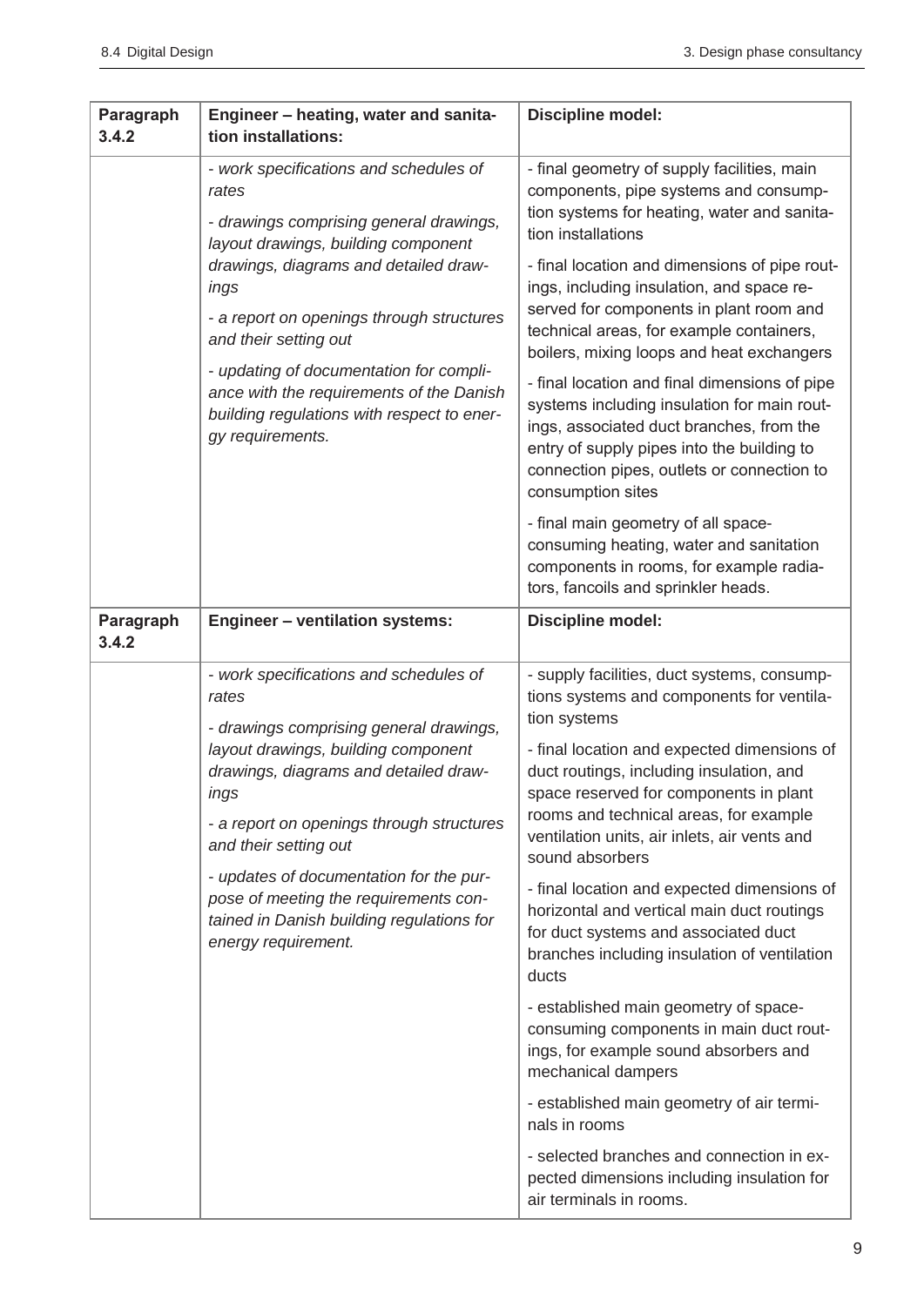| Paragraph 3.4.2 | Engineer – heating, water and sanitation installations: | Discipline model: |
|---|---|---|
| | *- work specifications and schedules of rates*<br>*- drawings comprising general drawings, layout drawings, building component drawings, diagrams and detailed drawings*<br>*- a report on openings through structures and their setting out*<br>*- updating of documentation for compliance with the requirements of the Danish building regulations with respect to energy requirements.* | - final geometry of supply facilities, main components, pipe systems and consumption systems for heating, water and sanitation installations<br>- final location and dimensions of pipe routings, including insulation, and space reserved for components in plant room and technical areas, for example containers, boilers, mixing loops and heat exchangers<br>- final location and final dimensions of pipe systems including insulation for main routings, associated duct branches, from the entry of supply pipes into the building to connection pipes, outlets or connection to consumption sites<br>- final main geometry of all space-consuming heating, water and sanitation components in rooms, for example radiators, fancoils and sprinkler heads. |
| **Paragraph 3.4.2** | **Engineer – ventilation systems:** | **Discipline model:** |
| | *- work specifications and schedules of rates*<br>*- drawings comprising general drawings, layout drawings, building component drawings, diagrams and detailed drawings*<br>*- a report on openings through structures and their setting out*<br>*- updates of documentation for the purpose of meeting the requirements contained in Danish building regulations for energy requirement.* | - supply facilities, duct systems, consumptions systems and components for ventilation systems<br>- final location and expected dimensions of duct routings, including insulation, and space reserved for components in plant rooms and technical areas, for example ventilation units, air inlets, air vents and sound absorbers<br>- final location and expected dimensions of horizontal and vertical main duct routings for duct systems and associated duct branches including insulation of ventilation ducts<br>- established main geometry of space-consuming components in main duct routings, for example sound absorbers and mechanical dampers<br>- established main geometry of air terminals in rooms<br>- selected branches and connection in expected dimensions including insulation for air terminals in rooms. |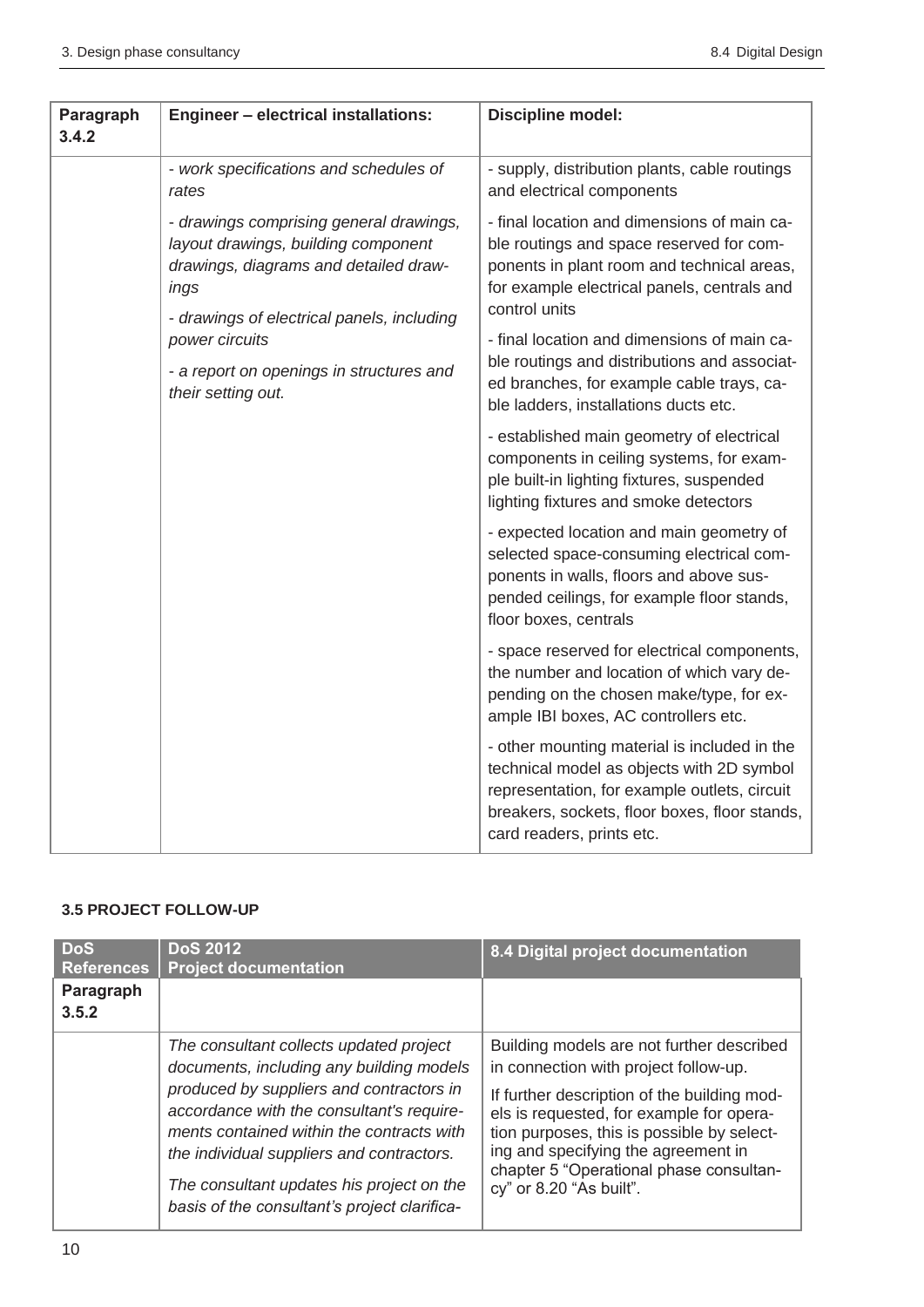| Paragraph 3.4.2 | Engineer – electrical installations: | Discipline model: |
|---|---|---|
| | *- work specifications and schedules of rates*<br><br>*- drawings comprising general drawings, layout drawings, building component drawings, diagrams and detailed drawings*<br><br>*- drawings of electrical panels, including power circuits*<br><br>*- a report on openings in structures and their setting out.* | - supply, distribution plants, cable routings and electrical components<br><br>- final location and dimensions of main cable routings and space reserved for components in plant room and technical areas, for example electrical panels, centrals and control units<br><br>- final location and dimensions of main cable routings and distributions and associated branches, for example cable trays, cable ladders, installations ducts etc.<br><br>- established main geometry of electrical components in ceiling systems, for example built-in lighting fixtures, suspended lighting fixtures and smoke detectors<br><br>- expected location and main geometry of selected space-consuming electrical components in walls, floors and above suspended ceilings, for example floor stands, floor boxes, centrals<br><br>- space reserved for electrical components, the number and location of which vary depending on the chosen make/type, for example IBI boxes, AC controllers etc.<br><br>- other mounting material is included in the technical model as objects with 2D symbol representation, for example outlets, circuit breakers, sockets, floor boxes, floor stands, card readers, prints etc. |

### 3.5 PROJECT FOLLOW-UP

| DoS References | DoS 2012 Project documentation | 8.4 Digital project documentation |
|---|---|---|
| **Paragraph 3.5.2** | | |
| | *The consultant collects updated project documents, including any building models produced by suppliers and contractors in accordance with the consultant's requirements contained within the contracts with the individual suppliers and contractors.*<br><br>*The consultant updates his project on the basis of the consultant's project clarifica-* | Building models are not further described in connection with project follow-up.<br><br>If further description of the building models is requested, for example for operation purposes, this is possible by selecting and specifying the agreement in chapter 5 "Operational phase consultancy" or 8.20 "As built". |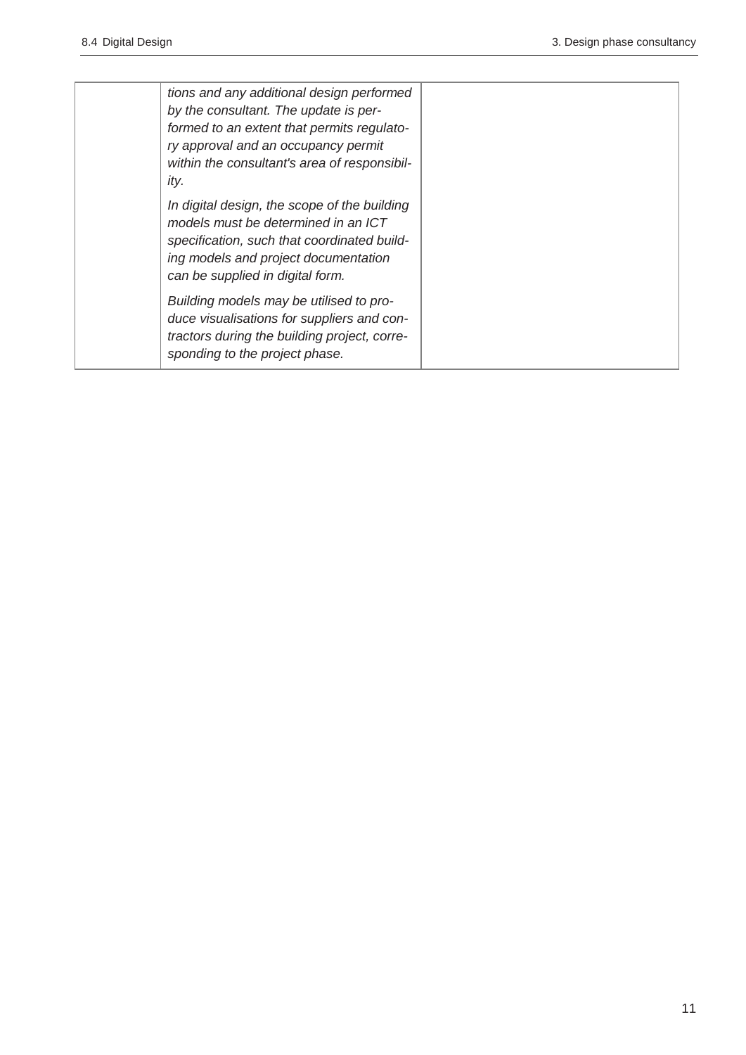| | | |
|---|---|---|
| | *tions and any additional design performed by the consultant. The update is performed to an extent that permits regulatory approval and an occupancy permit within the consultant's area of responsibility.*<br><br>*In digital design, the scope of the building models must be determined in an ICT specification, such that coordinated building models and project documentation can be supplied in digital form.*<br><br>*Building models may be utilised to produce visualisations for suppliers and contractors during the building project, corresponding to the project phase.* | |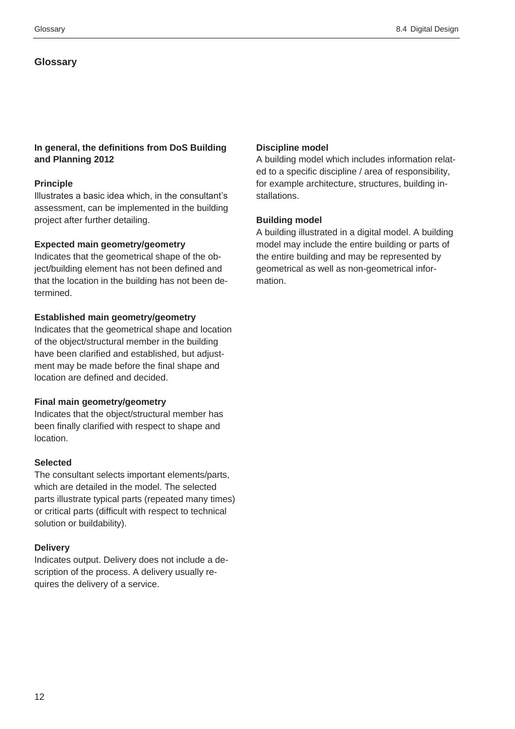## Glossary

**In general, the definitions from DoS Building and Planning 2012**

**Principle**
Illustrates a basic idea which, in the consultant's assessment, can be implemented in the building project after further detailing.

**Expected main geometry/geometry**
Indicates that the geometrical shape of the object/building element has not been defined and that the location in the building has not been determined.

**Established main geometry/geometry**
Indicates that the geometrical shape and location of the object/structural member in the building have been clarified and established, but adjustment may be made before the final shape and location are defined and decided.

**Final main geometry/geometry**
Indicates that the object/structural member has been finally clarified with respect to shape and location.

**Selected**
The consultant selects important elements/parts, which are detailed in the model. The selected parts illustrate typical parts (repeated many times) or critical parts (difficult with respect to technical solution or buildability).

**Delivery**
Indicates output. Delivery does not include a description of the process. A delivery usually requires the delivery of a service.

**Discipline model**
A building model which includes information related to a specific discipline / area of responsibility, for example architecture, structures, building installations.

**Building model**
A building illustrated in a digital model. A building model may include the entire building or parts of the entire building and may be represented by geometrical as well as non-geometrical information.